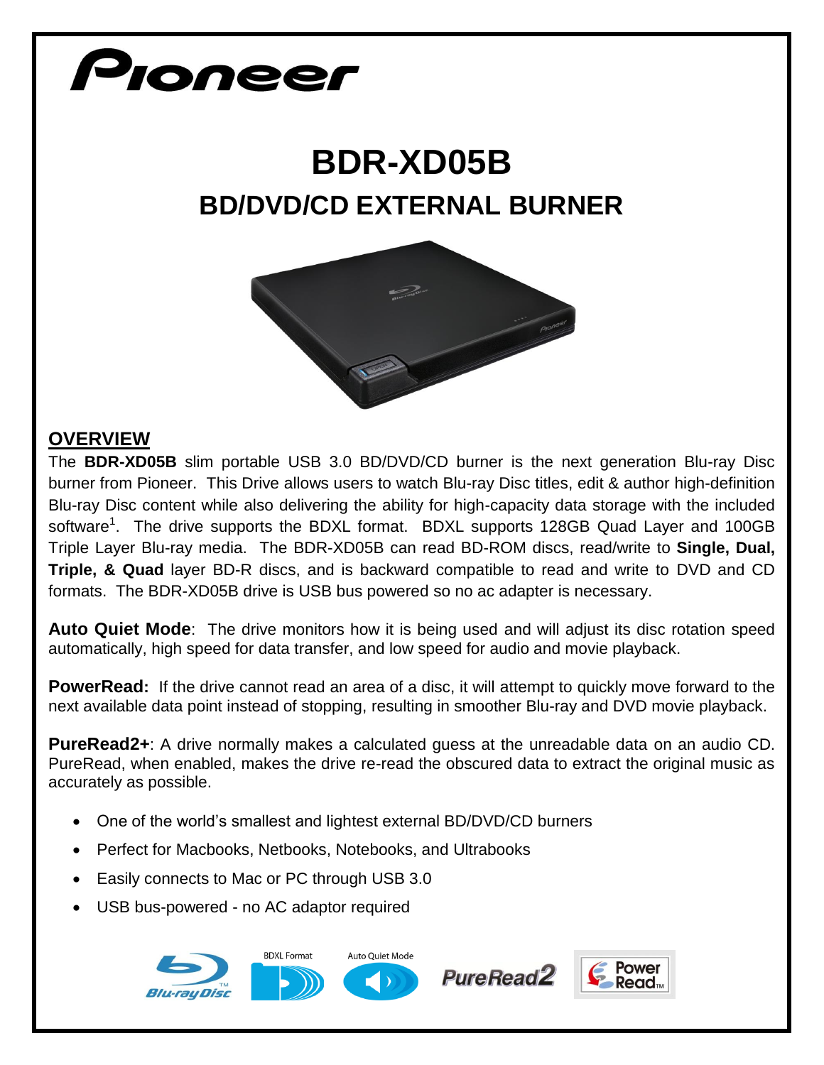Pioneer

# BDR-XD05B

## BD/DVD/CD EXTERNAL BURNER

## OVERVIEW

The **BDR-XD05B** slim portable USB 3.0 BD/DVD/CD burner is the next generation Blu-ray Disc burner from Pioneer. This Drive allows users to watch Blu-ray Disc titles, edit & author high-definition Blu-ray Disc content while also delivering the ability for high-capacity data storage with the included software[1]. The drive supports the BDXL format. BDXL supports 128GB Quad Layer and 100GB Triple Layer Blu-ray media. The BDR-XD05B can read BD-ROM discs, read/write to **Single, Dual, Triple, & Quad** layer BD-R discs, and is backward compatible to read and write to DVD and CD formats. The BDR-XD05B drive is USB bus powered so no ac adapter is necessary.

**Auto Quiet Mode**: The drive monitors how it is being used and will adjust its disc rotation speed automatically, high speed for data transfer, and low speed for audio and movie playback.

**PowerRead:** If the drive cannot read an area of a disc, it will attempt to quickly move forward to the next available data point instead of stopping, resulting in smoother Blu-ray and DVD movie playback.

**PureRead2+**: A drive normally makes a calculated guess at the unreadable data on an audio CD. PureRead, when enabled, makes the drive re-read the obscured data to extract the original music as accurately as possible.

- One of the world's smallest and lightest external BD/DVD/CD burners
- Perfect for Macbooks, Netbooks, Notebooks, and Ultrabooks
- Easily connects to Mac or PC through USB 3.0
- USB bus-powered - no AC adaptor required

Blu-ray Disc BDXL Format Auto Quiet Mode PureRead2 Power Read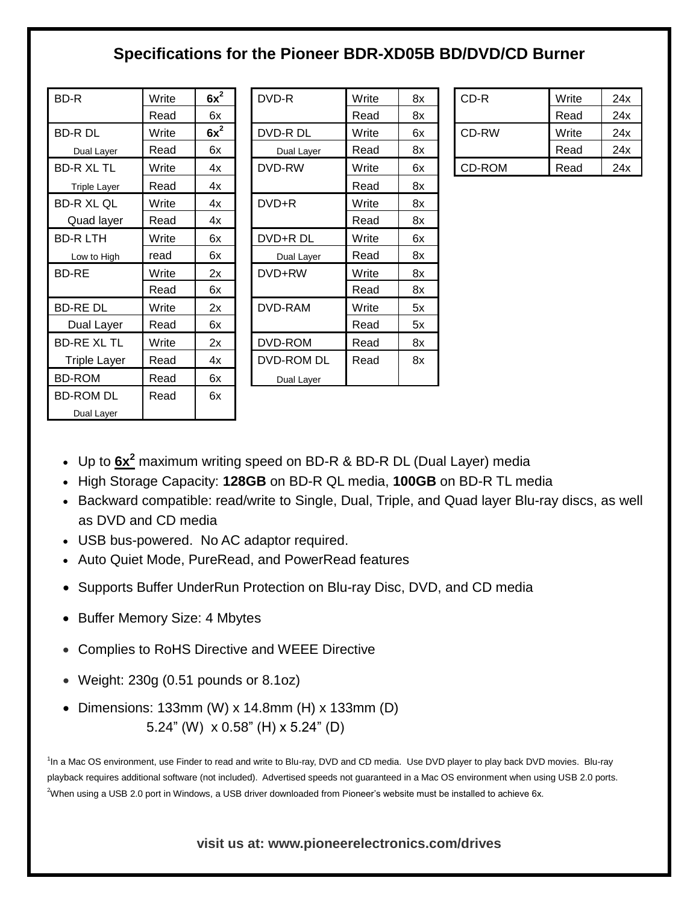## Specifications for the Pioneer BDR-XD05B BD/DVD/CD Burner

| | | |
|---|---|---|
| BD-R | Write | **6x**[2] |
| | Read | 6x |
| BD-R DL Dual Layer | Write | **6x**[2] |
| | Read | 6x |
| BD-R XL TL Triple Layer | Write | 4x |
| | Read | 4x |
| BD-R XL QL Quad layer | Write | 4x |
| | Read | 4x |
| BD-R LTH Low to High | Write | 6x |
| | read | 6x |
| BD-RE | Write | 2x |
| | Read | 6x |
| BD-RE DL Dual Layer | Write | 2x |
| | Read | 6x |
| BD-RE XL TL Triple Layer | Write | 2x |
| | Read | 4x |
| BD-ROM | Read | 6x |
| BD-ROM DL Dual Layer | Read | 6x |

| | | |
|---|---|---|
| DVD-R | Write | 8x |
| | Read | 8x |
| DVD-R DL Dual Layer | Write | 6x |
| | Read | 8x |
| DVD-RW | Write | 6x |
| | Read | 8x |
| DVD+R | Write | 8x |
| | Read | 8x |
| DVD+R DL Dual Layer | Write | 6x |
| | Read | 8x |
| DVD+RW | Write | 8x |
| | Read | 8x |
| DVD-RAM | Write | 5x |
| | Read | 5x |
| DVD-ROM | Read | 8x |
| DVD-ROM DL Dual Layer | Read | 8x |

| | | |
|---|---|---|
| CD-R | Write | 24x |
| | Read | 24x |
| CD-RW | Write | 24x |
| | Read | 24x |
| CD-ROM | Read | 24x |

- Up to **6x**[2] maximum writing speed on BD-R & BD-R DL (Dual Layer) media
- High Storage Capacity: **128GB** on BD-R QL media, **100GB** on BD-R TL media
- Backward compatible: read/write to Single, Dual, Triple, and Quad layer Blu-ray discs, as well as DVD and CD media
- USB bus-powered. No AC adaptor required.
- Auto Quiet Mode, PureRead, and PowerRead features
- Supports Buffer UnderRun Protection on Blu-ray Disc, DVD, and CD media
- Buffer Memory Size: 4 Mbytes
- Complies to RoHS Directive and WEEE Directive
- Weight: 230g (0.51 pounds or 8.1oz)
- Dimensions: 133mm (W) x 14.8mm (H) x 133mm (D)
  5.24" (W) x 0.58" (H) x 5.24" (D)

[1]In a Mac OS environment, use Finder to read and write to Blu-ray, DVD and CD media. Use DVD player to play back DVD movies. Blu-ray playback requires additional software (not included). Advertised speeds not guaranteed in a Mac OS environment when using USB 2.0 ports.
[2]When using a USB 2.0 port in Windows, a USB driver downloaded from Pioneer's website must be installed to achieve 6x.

**visit us at: www.pioneerelectronics.com/drives**